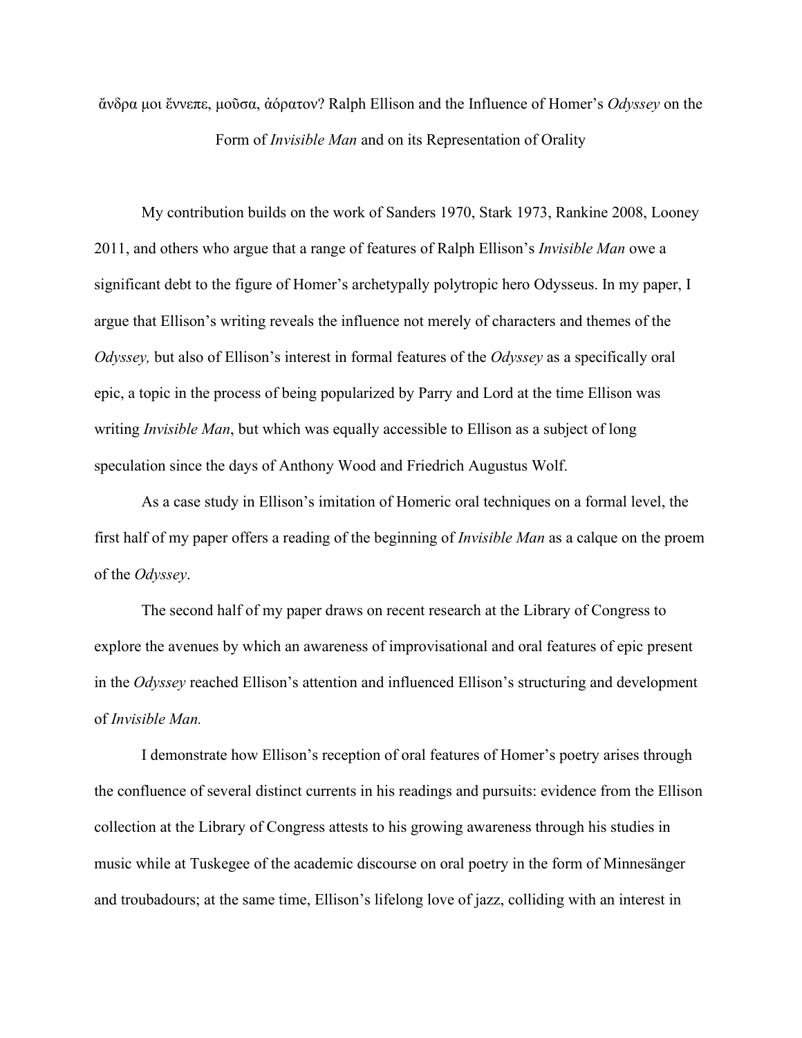# ἄνδρα μοι ἔννεπε, μοῦσα, ἀόρατον? Ralph Ellison and the Influence of Homer's *Odyssey* on the Form of *Invisible Man* and on its Representation of Orality

My contribution builds on the work of Sanders 1970, Stark 1973, Rankine 2008, Looney 2011, and others who argue that a range of features of Ralph Ellison's *Invisible Man* owe a significant debt to the figure of Homer's archetypally polytropic hero Odysseus. In my paper, I argue that Ellison's writing reveals the influence not merely of characters and themes of the *Odyssey,* but also of Ellison's interest in formal features of the *Odyssey* as a specifically oral epic, a topic in the process of being popularized by Parry and Lord at the time Ellison was writing *Invisible Man*, but which was equally accessible to Ellison as a subject of long speculation since the days of Anthony Wood and Friedrich Augustus Wolf.

As a case study in Ellison's imitation of Homeric oral techniques on a formal level, the first half of my paper offers a reading of the beginning of *Invisible Man* as a calque on the proem of the *Odyssey*.

The second half of my paper draws on recent research at the Library of Congress to explore the avenues by which an awareness of improvisational and oral features of epic present in the *Odyssey* reached Ellison's attention and influenced Ellison's structuring and development of *Invisible Man.*

I demonstrate how Ellison's reception of oral features of Homer's poetry arises through the confluence of several distinct currents in his readings and pursuits: evidence from the Ellison collection at the Library of Congress attests to his growing awareness through his studies in music while at Tuskegee of the academic discourse on oral poetry in the form of Minnesänger and troubadours; at the same time, Ellison's lifelong love of jazz, colliding with an interest in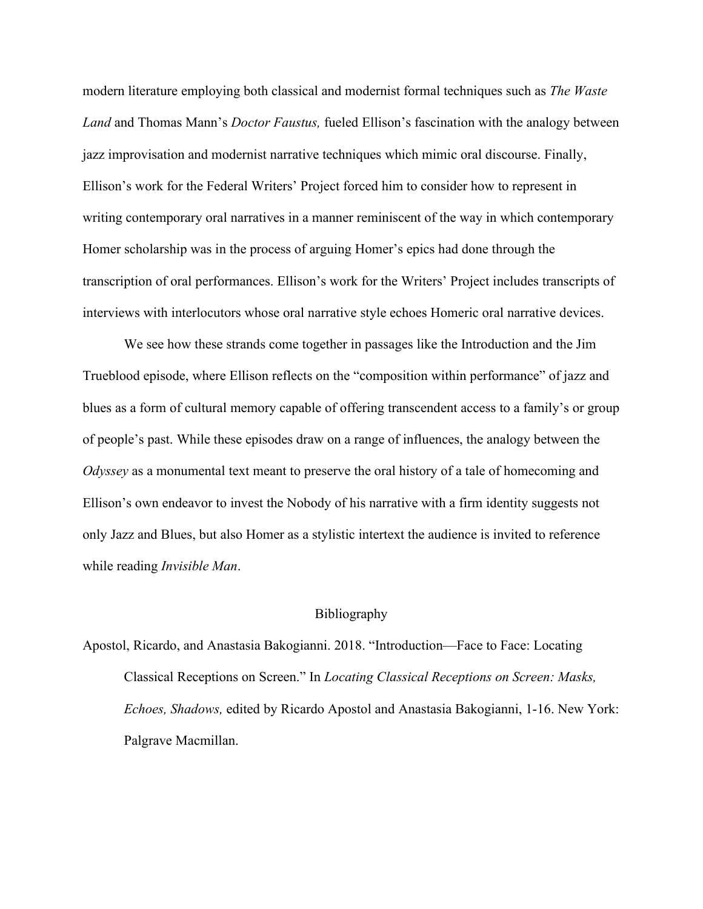modern literature employing both classical and modernist formal techniques such as *The Waste Land* and Thomas Mann's *Doctor Faustus,* fueled Ellison's fascination with the analogy between jazz improvisation and modernist narrative techniques which mimic oral discourse. Finally, Ellison's work for the Federal Writers' Project forced him to consider how to represent in writing contemporary oral narratives in a manner reminiscent of the way in which contemporary Homer scholarship was in the process of arguing Homer's epics had done through the transcription of oral performances. Ellison's work for the Writers' Project includes transcripts of interviews with interlocutors whose oral narrative style echoes Homeric oral narrative devices.

We see how these strands come together in passages like the Introduction and the Jim Trueblood episode, where Ellison reflects on the "composition within performance" of jazz and blues as a form of cultural memory capable of offering transcendent access to a family's or group of people's past. While these episodes draw on a range of influences, the analogy between the *Odyssey* as a monumental text meant to preserve the oral history of a tale of homecoming and Ellison's own endeavor to invest the Nobody of his narrative with a firm identity suggests not only Jazz and Blues, but also Homer as a stylistic intertext the audience is invited to reference while reading *Invisible Man*.

## Bibliography

Apostol, Ricardo, and Anastasia Bakogianni. 2018. "Introduction—Face to Face: Locating Classical Receptions on Screen." In *Locating Classical Receptions on Screen: Masks, Echoes, Shadows,* edited by Ricardo Apostol and Anastasia Bakogianni, 1-16. New York: Palgrave Macmillan.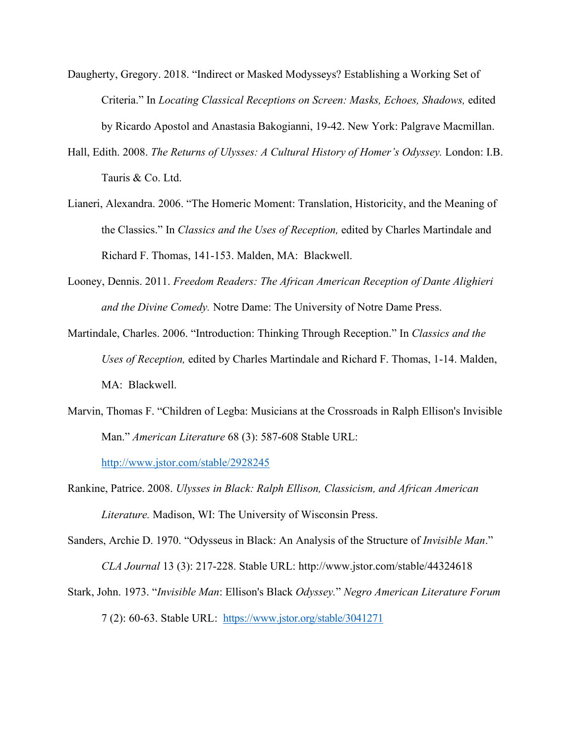Daugherty, Gregory. 2018. "Indirect or Masked Modysseys? Establishing a Working Set of Criteria." In *Locating Classical Receptions on Screen: Masks, Echoes, Shadows,* edited by Ricardo Apostol and Anastasia Bakogianni, 19-42. New York: Palgrave Macmillan.

Hall, Edith. 2008. *The Returns of Ulysses: A Cultural History of Homer's Odyssey.* London: I.B. Tauris & Co. Ltd.

Lianeri, Alexandra. 2006. "The Homeric Moment: Translation, Historicity, and the Meaning of the Classics." In *Classics and the Uses of Reception,* edited by Charles Martindale and Richard F. Thomas, 141-153. Malden, MA: Blackwell.

Looney, Dennis. 2011. *Freedom Readers: The African American Reception of Dante Alighieri and the Divine Comedy.* Notre Dame: The University of Notre Dame Press.

Martindale, Charles. 2006. "Introduction: Thinking Through Reception." In *Classics and the Uses of Reception,* edited by Charles Martindale and Richard F. Thomas, 1-14. Malden, MA: Blackwell.

Marvin, Thomas F. "Children of Legba: Musicians at the Crossroads in Ralph Ellison's Invisible Man." *American Literature* 68 (3): 587-608 Stable URL: http://www.jstor.com/stable/2928245

Rankine, Patrice. 2008. *Ulysses in Black: Ralph Ellison, Classicism, and African American Literature.* Madison, WI: The University of Wisconsin Press.

Sanders, Archie D. 1970. "Odysseus in Black: An Analysis of the Structure of *Invisible Man*." *CLA Journal* 13 (3): 217-228. Stable URL: http://www.jstor.com/stable/44324618

Stark, John. 1973. "*Invisible Man*: Ellison's Black *Odyssey.*" *Negro American Literature Forum* 7 (2): 60-63. Stable URL: https://www.jstor.org/stable/3041271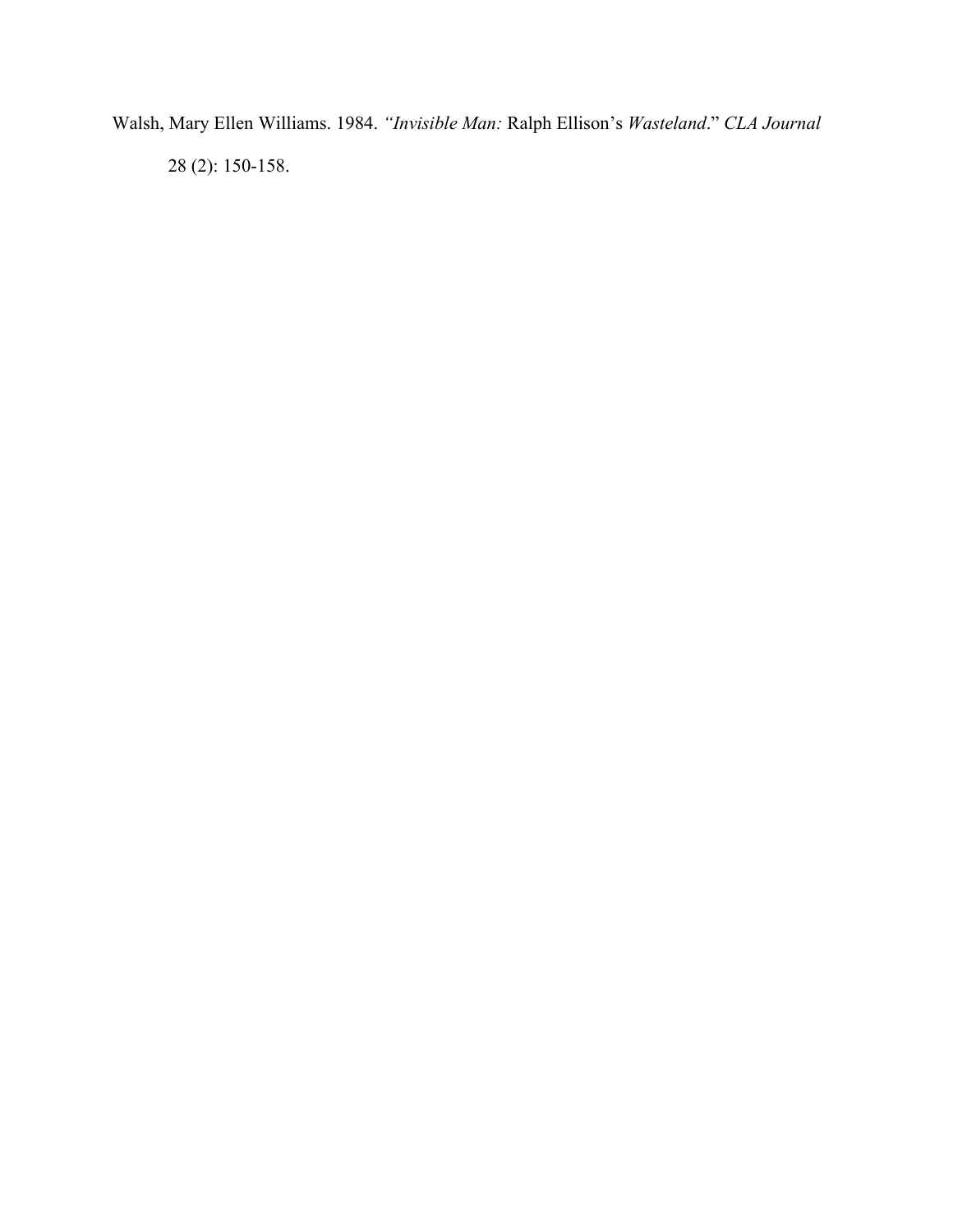Walsh, Mary Ellen Williams. 1984. *"Invisible Man:* Ralph Ellison's *Wasteland*." *CLA Journal* 28 (2): 150-158.